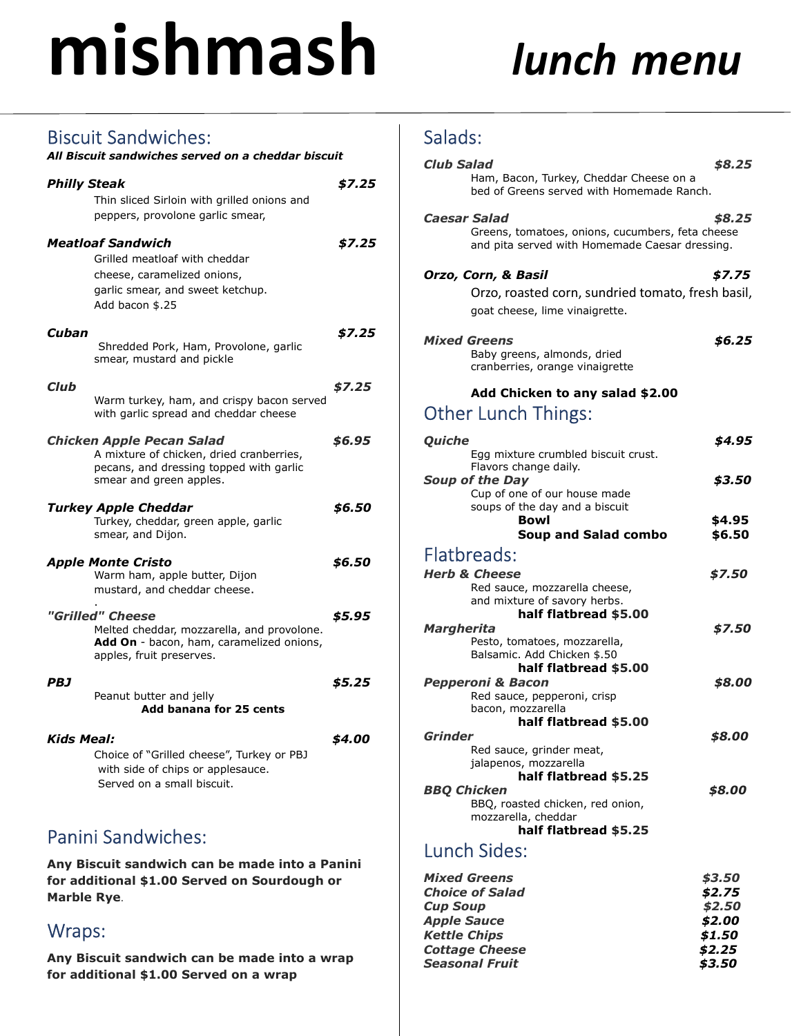# mishmash *lunch menu*

## Biscuit Sandwiches:

***All Biscuit sandwiches served on a cheddar biscuit***

***Philly Steak*** — ***$7.25***
Thin sliced Sirloin with grilled onions and peppers, provolone garlic smear,

***Meatloaf Sandwich*** — ***$7.25***
Grilled meatloaf with cheddar cheese, caramelized onions, garlic smear, and sweet ketchup.
Add bacon $.25

***Cuban*** — ***$7.25***
Shredded Pork, Ham, Provolone, garlic smear, mustard and pickle

***Club*** — ***$7.25***
Warm turkey, ham, and crispy bacon served with garlic spread and cheddar cheese

***Chicken Apple Pecan Salad*** — ***$6.95***
A mixture of chicken, dried cranberries, pecans, and dressing topped with garlic smear and green apples.

***Turkey Apple Cheddar*** — ***$6.50***
Turkey, cheddar, green apple, garlic smear, and Dijon.

***Apple Monte Cristo*** — ***$6.50***
Warm ham, apple butter, Dijon mustard, and cheddar cheese.

***"Grilled" Cheese*** — ***$5.95***
Melted cheddar, mozzarella, and provolone.
**Add On** - bacon, ham, caramelized onions, apples, fruit preserves.

***PBJ*** — ***$5.25***
Peanut butter and jelly
**Add banana for 25 cents**

***Kids Meal:*** — ***$4.00***
Choice of "Grilled cheese", Turkey or PBJ with side of chips or applesauce.
Served on a small biscuit.

## Panini Sandwiches:

**Any Biscuit sandwich can be made into a Panini for additional $1.00 Served on Sourdough or Marble Rye.**

## Wraps:

**Any Biscuit sandwich can be made into a wrap for additional $1.00 Served on a wrap**

## Salads:

***Club Salad*** — ***$8.25***
Ham, Bacon, Turkey, Cheddar Cheese on a bed of Greens served with Homemade Ranch.

***Caesar Salad*** — ***$8.25***
Greens, tomatoes, onions, cucumbers, feta cheese and pita served with Homemade Caesar dressing.

***Orzo, Corn, & Basil*** — ***$7.75***
Orzo, roasted corn, sundried tomato, fresh basil, goat cheese, lime vinaigrette.

***Mixed Greens*** — ***$6.25***
Baby greens, almonds, dried cranberries, orange vinaigrette

**Add Chicken to any salad $2.00**

## Other Lunch Things:

***Quiche*** — ***$4.95***
Egg mixture crumbled biscuit crust. Flavors change daily.

***Soup of the Day*** — ***$3.50***
Cup of one of our house made soups of the day and a biscuit
**Bowl** — **$4.95**
**Soup and Salad combo** — **$6.50**

## Flatbreads:

***Herb & Cheese*** — ***$7.50***
Red sauce, mozzarella cheese, and mixture of savory herbs.
**half flatbread $5.00**

***Margherita*** — ***$7.50***
Pesto, tomatoes, mozzarella, Balsamic. Add Chicken $.50
**half flatbread $5.00**

***Pepperoni & Bacon*** — ***$8.00***
Red sauce, pepperoni, crisp bacon, mozzarella
**half flatbread $5.00**

***Grinder*** — ***$8.00***
Red sauce, grinder meat, jalapenos, mozzarella
**half flatbread $5.25**

***BBQ Chicken*** — ***$8.00***
BBQ, roasted chicken, red onion, mozzarella, cheddar
**half flatbread $5.25**

## Lunch Sides:

| | |
|---|---|
| ***Mixed Greens*** | ***$3.50*** |
| ***Choice of Salad*** | ***$2.75*** |
| ***Cup Soup*** | ***$2.50*** |
| ***Apple Sauce*** | ***$2.00*** |
| ***Kettle Chips*** | ***$1.50*** |
| ***Cottage Cheese*** | ***$2.25*** |
| ***Seasonal Fruit*** | ***$3.50*** |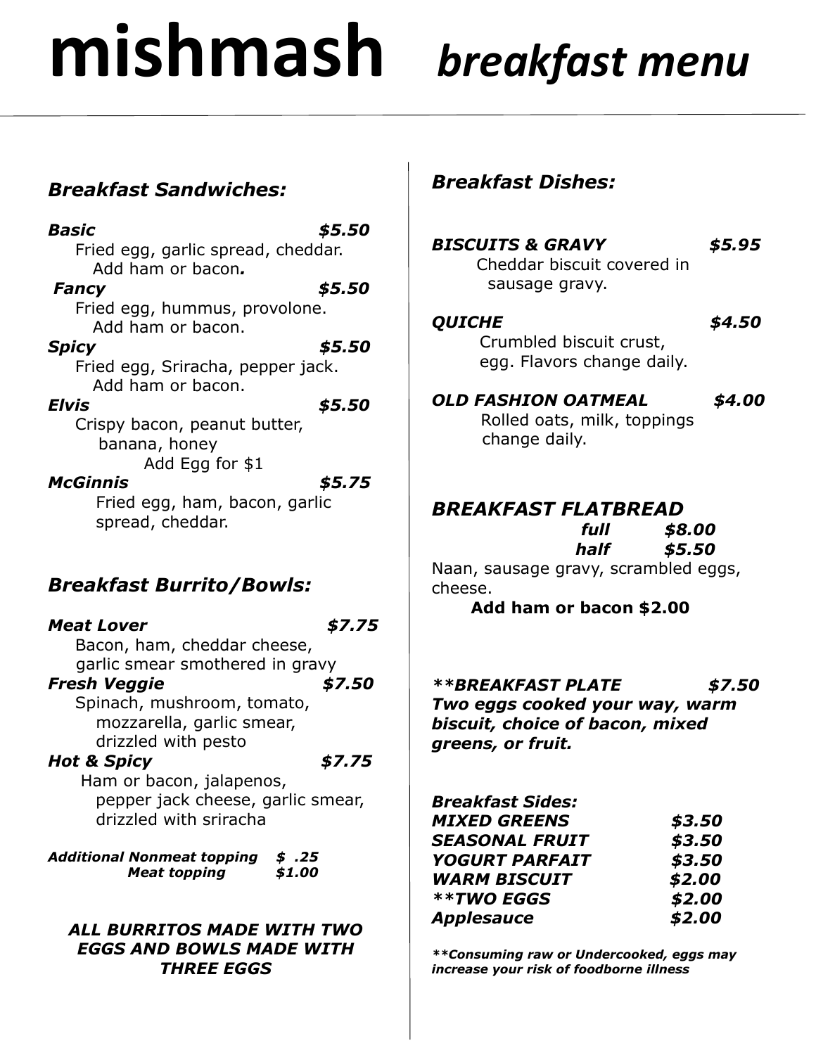# mishmash *breakfast menu*

## *Breakfast Sandwiches:*

***Basic*** ***$5.50***
Fried egg, garlic spread, cheddar.
Add ham or bacon.

***Fancy*** ***$5.50***
Fried egg, hummus, provolone.
Add ham or bacon.

***Spicy*** ***$5.50***
Fried egg, Sriracha, pepper jack.
Add ham or bacon.

***Elvis*** ***$5.50***
Crispy bacon, peanut butter, banana, honey
Add Egg for $1

***McGinnis*** ***$5.75***
Fried egg, ham, bacon, garlic spread, cheddar.

## *Breakfast Burrito/Bowls:*

***Meat Lover*** ***$7.75***
Bacon, ham, cheddar cheese, garlic smear smothered in gravy

***Fresh Veggie*** ***$7.50***
Spinach, mushroom, tomato, mozzarella, garlic smear, drizzled with pesto

***Hot & Spicy*** ***$7.75***
Ham or bacon, jalapenos, pepper jack cheese, garlic smear, drizzled with sriracha

***Additional Nonmeat topping $ .25***
***Meat topping $1.00***

***ALL BURRITOS MADE WITH TWO EGGS AND BOWLS MADE WITH THREE EGGS***

## *Breakfast Dishes:*

***BISCUITS & GRAVY*** ***$5.95***
Cheddar biscuit covered in sausage gravy.

***QUICHE*** ***$4.50***
Crumbled biscuit crust, egg. Flavors change daily.

***OLD FASHION OATMEAL*** ***$4.00***
Rolled oats, milk, toppings change daily.

### *BREAKFAST FLATBREAD*

***full $8.00***
***half $5.50***

Naan, sausage gravy, scrambled eggs, cheese.
**Add ham or bacon $2.00**

***\*\*BREAKFAST PLATE $7.50***
***Two eggs cooked your way, warm biscuit, choice of bacon, mixed greens, or fruit.***

***Breakfast Sides:***

| | |
|---|---|
| ***MIXED GREENS*** | ***$3.50*** |
| ***SEASONAL FRUIT*** | ***$3.50*** |
| ***YOGURT PARFAIT*** | ***$3.50*** |
| ***WARM BISCUIT*** | ***$2.00*** |
| ***\*\*TWO EGGS*** | ***$2.00*** |
| ***Applesauce*** | ***$2.00*** |

***\*\*Consuming raw or Undercooked, eggs may increase your risk of foodborne illness***